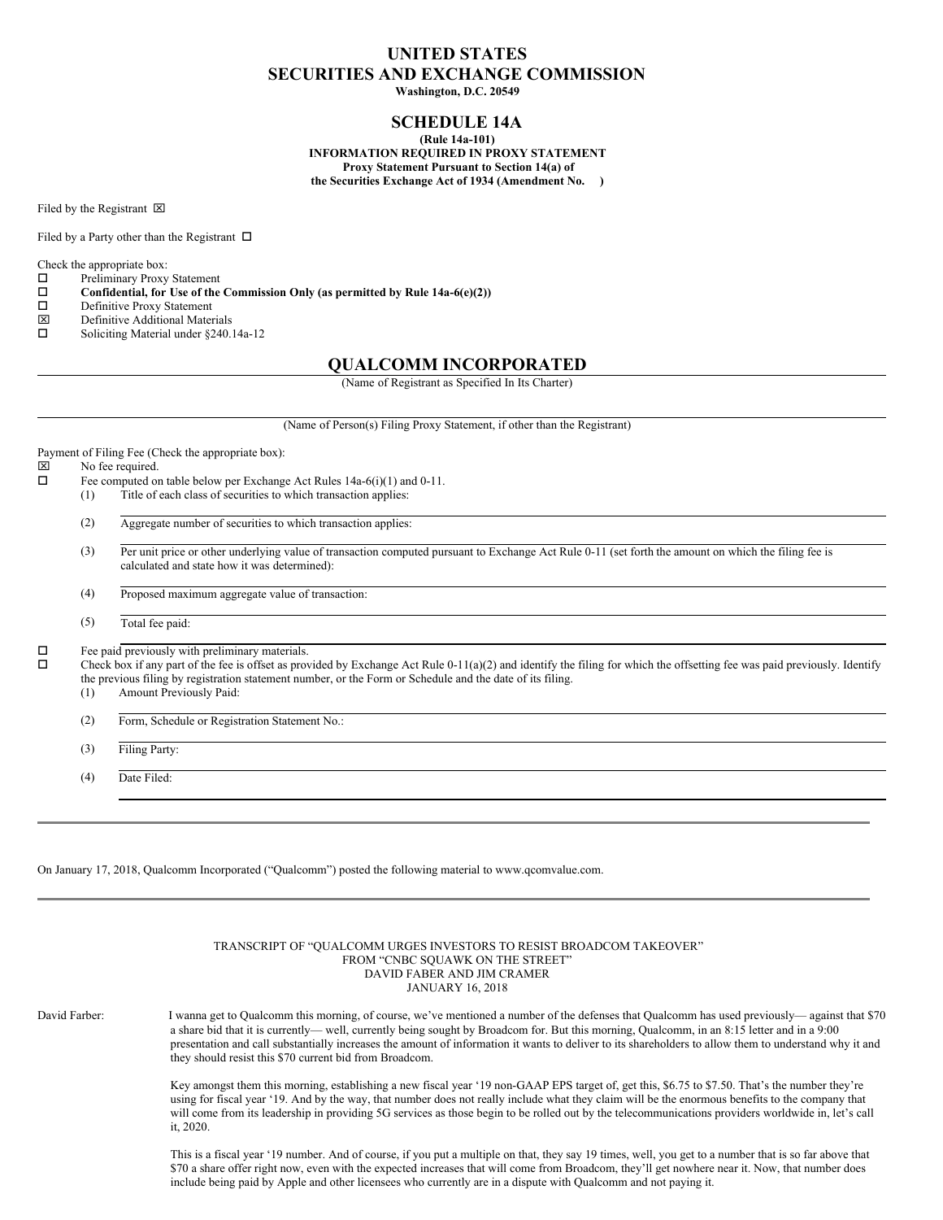# UNITED STATES
# SECURITIES AND EXCHANGE COMMISSION

**Washington, D.C. 20549**

## SCHEDULE 14A

**(Rule 14a-101)**
**INFORMATION REQUIRED IN PROXY STATEMENT**
**Proxy Statement Pursuant to Section 14(a) of**
**the Securities Exchange Act of 1934 (Amendment No.    )**

Filed by the Registrant ☒

Filed by a Party other than the Registrant ☐

Check the appropriate box:

☐ Preliminary Proxy Statement
☐ **Confidential, for Use of the Commission Only (as permitted by Rule 14a-6(e)(2))**
☐ Definitive Proxy Statement
☒ Definitive Additional Materials
☐ Soliciting Material under §240.14a-12

## QUALCOMM INCORPORATED

(Name of Registrant as Specified In Its Charter)

(Name of Person(s) Filing Proxy Statement, if other than the Registrant)

Payment of Filing Fee (Check the appropriate box):

☒ No fee required.
☐ Fee computed on table below per Exchange Act Rules 14a-6(i)(1) and 0-11.

(1) Title of each class of securities to which transaction applies:

(2) Aggregate number of securities to which transaction applies:

(3) Per unit price or other underlying value of transaction computed pursuant to Exchange Act Rule 0-11 (set forth the amount on which the filing fee is calculated and state how it was determined):

(4) Proposed maximum aggregate value of transaction:

(5) Total fee paid:

☐ Fee paid previously with preliminary materials.
☐ Check box if any part of the fee is offset as provided by Exchange Act Rule 0-11(a)(2) and identify the filing for which the offsetting fee was paid previously. Identify the previous filing by registration statement number, or the Form or Schedule and the date of its filing.

(1) Amount Previously Paid:

(2) Form, Schedule or Registration Statement No.:

(3) Filing Party:

(4) Date Filed:

---

On January 17, 2018, Qualcomm Incorporated ("Qualcomm") posted the following material to www.qcomvalue.com.

---

TRANSCRIPT OF "QUALCOMM URGES INVESTORS TO RESIST BROADCOM TAKEOVER"
FROM "CNBC SQUAWK ON THE STREET"
DAVID FABER AND JIM CRAMER
JANUARY 16, 2018

David Farber: I wanna get to Qualcomm this morning, of course, we've mentioned a number of the defenses that Qualcomm has used previously— against that $70 a share bid that it is currently— well, currently being sought by Broadcom for. But this morning, Qualcomm, in an 8:15 letter and in a 9:00 presentation and call substantially increases the amount of information it wants to deliver to its shareholders to allow them to understand why it and they should resist this $70 current bid from Broadcom.

Key amongst them this morning, establishing a new fiscal year '19 non-GAAP EPS target of, get this, $6.75 to $7.50. That's the number they're using for fiscal year '19. And by the way, that number does not really include what they claim will be the enormous benefits to the company that will come from its leadership in providing 5G services as those begin to be rolled out by the telecommunications providers worldwide in, let's call it, 2020.

This is a fiscal year '19 number. And of course, if you put a multiple on that, they say 19 times, well, you get to a number that is so far above that $70 a share offer right now, even with the expected increases that will come from Broadcom, they'll get nowhere near it. Now, that number does include being paid by Apple and other licensees who currently are in a dispute with Qualcomm and not paying it.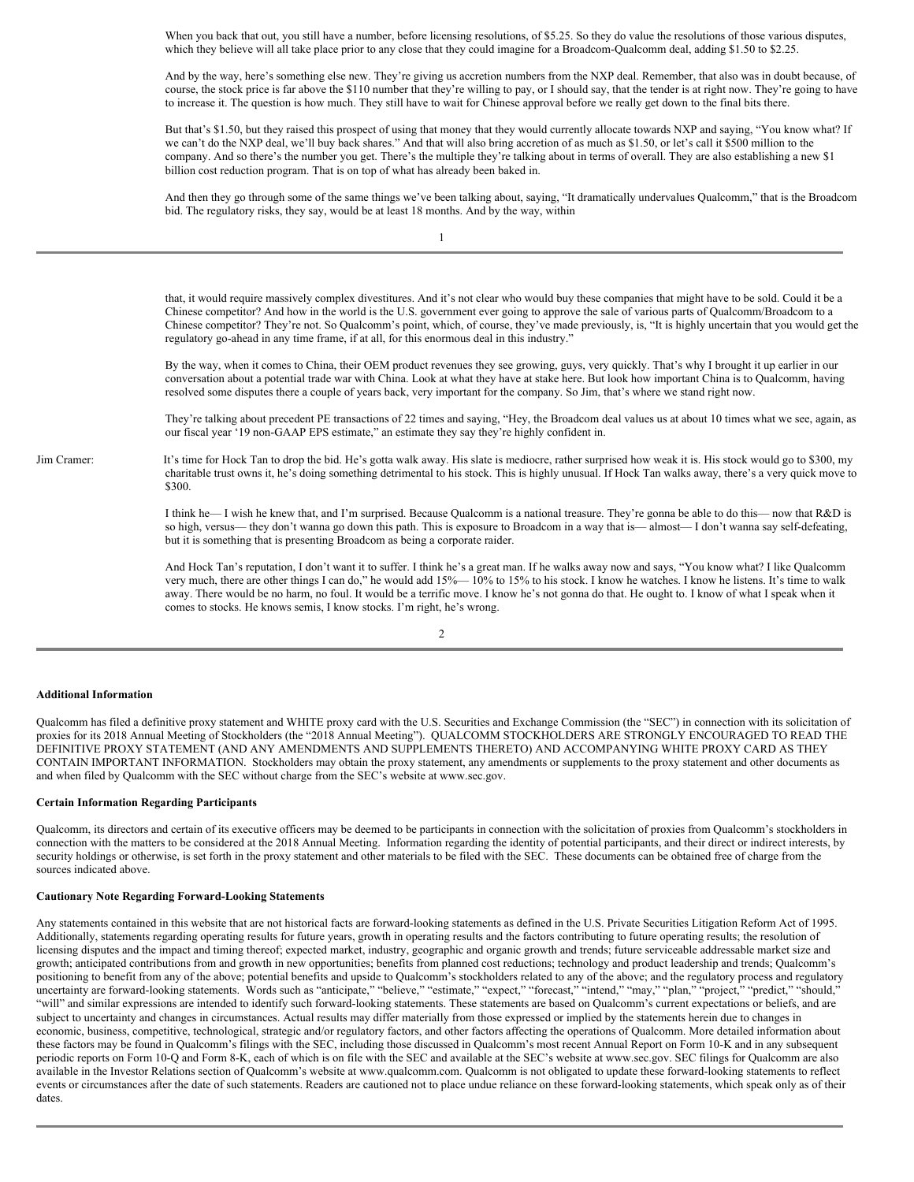When you back that out, you still have a number, before licensing resolutions, of $5.25. So they do value the resolutions of those various disputes, which they believe will all take place prior to any close that they could imagine for a Broadcom-Qualcomm deal, adding $1.50 to $2.25.

And by the way, here's something else new. They're giving us accretion numbers from the NXP deal. Remember, that also was in doubt because, of course, the stock price is far above the $110 number that they're willing to pay, or I should say, that the tender is at right now. They're going to have to increase it. The question is how much. They still have to wait for Chinese approval before we really get down to the final bits there.

But that's $1.50, but they raised this prospect of using that money that they would currently allocate towards NXP and saying, "You know what? If we can't do the NXP deal, we'll buy back shares." And that will also bring accretion of as much as $1.50, or let's call it $500 million to the company. And so there's the number you get. There's the multiple they're talking about in terms of overall. They are also establishing a new $1 billion cost reduction program. That is on top of what has already been baked in.

And then they go through some of the same things we've been talking about, saying, "It dramatically undervalues Qualcomm," that is the Broadcom bid. The regulatory risks, they say, would be at least 18 months. And by the way, within that, it would require massively complex divestitures. And it's not clear who would buy these companies that might have to be sold. Could it be a Chinese competitor? And how in the world is the U.S. government ever going to approve the sale of various parts of Qualcomm/Broadcom to a Chinese competitor? They're not. So Qualcomm's point, which, of course, they've made previously, is, "It is highly uncertain that you would get the regulatory go-ahead in any time frame, if at all, for this enormous deal in this industry."

By the way, when it comes to China, their OEM product revenues they see growing, guys, very quickly. That's why I brought it up earlier in our conversation about a potential trade war with China. Look at what they have at stake here. But look how important China is to Qualcomm, having resolved some disputes there a couple of years back, very important for the company. So Jim, that's where we stand right now.

They're talking about precedent PE transactions of 22 times and saying, "Hey, the Broadcom deal values us at about 10 times what we see, again, as our fiscal year '19 non-GAAP EPS estimate," an estimate they say they're highly confident in.

Jim Cramer: It's time for Hock Tan to drop the bid. He's gotta walk away. His slate is mediocre, rather surprised how weak it is. His stock would go to $300, my charitable trust owns it, he's doing something detrimental to his stock. This is highly unusual. If Hock Tan walks away, there's a very quick move to $300.

I think he— I wish he knew that, and I'm surprised. Because Qualcomm is a national treasure. They're gonna be able to do this— now that R&D is so high, versus— they don't wanna go down this path. This is exposure to Broadcom in a way that is— almost— I don't wanna say self-defeating, but it is something that is presenting Broadcom as being a corporate raider.

And Hock Tan's reputation, I don't want it to suffer. I think he's a great man. If he walks away now and says, "You know what? I like Qualcomm very much, there are other things I can do," he would add 15%— 10% to 15% to his stock. I know he watches. I know he listens. It's time to walk away. There would be no harm, no foul. It would be a terrific move. I know he's not gonna do that. He ought to. I know of what I speak when it comes to stocks. He knows semis, I know stocks. I'm right, he's wrong.

**Additional Information**

Qualcomm has filed a definitive proxy statement and WHITE proxy card with the U.S. Securities and Exchange Commission (the "SEC") in connection with its solicitation of proxies for its 2018 Annual Meeting of Stockholders (the "2018 Annual Meeting"). QUALCOMM STOCKHOLDERS ARE STRONGLY ENCOURAGED TO READ THE DEFINITIVE PROXY STATEMENT (AND ANY AMENDMENTS AND SUPPLEMENTS THERETO) AND ACCOMPANYING WHITE PROXY CARD AS THEY CONTAIN IMPORTANT INFORMATION. Stockholders may obtain the proxy statement, any amendments or supplements to the proxy statement and other documents as and when filed by Qualcomm with the SEC without charge from the SEC's website at www.sec.gov.

**Certain Information Regarding Participants**

Qualcomm, its directors and certain of its executive officers may be deemed to be participants in connection with the solicitation of proxies from Qualcomm's stockholders in connection with the matters to be considered at the 2018 Annual Meeting. Information regarding the identity of potential participants, and their direct or indirect interests, by security holdings or otherwise, is set forth in the proxy statement and other materials to be filed with the SEC. These documents can be obtained free of charge from the sources indicated above.

**Cautionary Note Regarding Forward-Looking Statements**

Any statements contained in this website that are not historical facts are forward-looking statements as defined in the U.S. Private Securities Litigation Reform Act of 1995. Additionally, statements regarding operating results for future years, growth in operating results and the factors contributing to future operating results; the resolution of licensing disputes and the impact and timing thereof; expected market, industry, geographic and organic growth and trends; future serviceable addressable market size and growth; anticipated contributions from and growth in new opportunities; benefits from planned cost reductions; technology and product leadership and trends; Qualcomm's positioning to benefit from any of the above; potential benefits and upside to Qualcomm's stockholders related to any of the above; and the regulatory process and regulatory uncertainty are forward-looking statements. Words such as "anticipate," "believe," "estimate," "expect," "forecast," "intend," "may," "plan," "project," "predict," "should," "will" and similar expressions are intended to identify such forward-looking statements. These statements are based on Qualcomm's current expectations or beliefs, and are subject to uncertainty and changes in circumstances. Actual results may differ materially from those expressed or implied by the statements herein due to changes in economic, business, competitive, technological, strategic and/or regulatory factors, and other factors affecting the operations of Qualcomm. More detailed information about these factors may be found in Qualcomm's filings with the SEC, including those discussed in Qualcomm's most recent Annual Report on Form 10-K and in any subsequent periodic reports on Form 10-Q and Form 8-K, each of which is on file with the SEC and available at the SEC's website at www.sec.gov. SEC filings for Qualcomm are also available in the Investor Relations section of Qualcomm's website at www.qualcomm.com. Qualcomm is not obligated to update these forward-looking statements to reflect events or circumstances after the date of such statements. Readers are cautioned not to place undue reliance on these forward-looking statements, which speak only as of their dates.